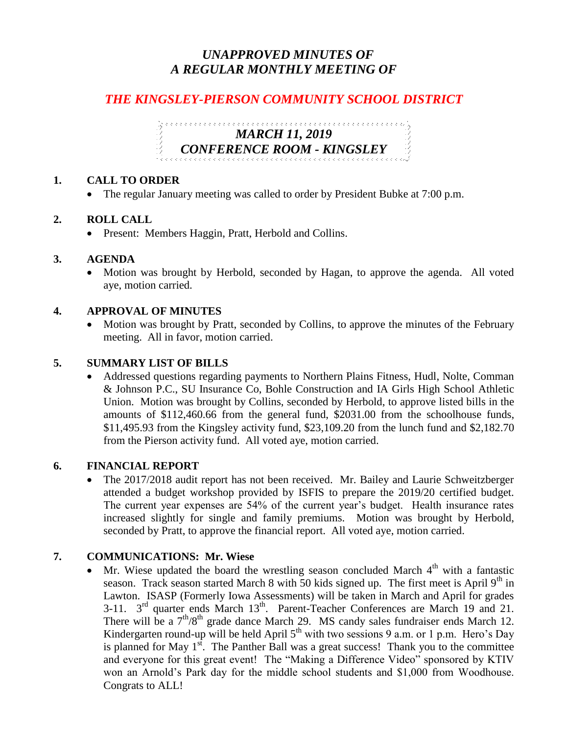# *UNAPPROVED MINUTES OF A REGULAR MONTHLY MEETING OF*

## *THE KINGSLEY-PIERSON COMMUNITY SCHOOL DISTRICT*

### *MARCH 11, 2019*
### *CONFERENCE ROOM - KINGSLEY*

**1. CALL TO ORDER**

- The regular January meeting was called to order by President Bubke at 7:00 p.m.

**2. ROLL CALL**

- Present: Members Haggin, Pratt, Herbold and Collins.

**3. AGENDA**

- Motion was brought by Herbold, seconded by Hagan, to approve the agenda. All voted aye, motion carried.

**4. APPROVAL OF MINUTES**

- Motion was brought by Pratt, seconded by Collins, to approve the minutes of the February meeting. All in favor, motion carried.

**5. SUMMARY LIST OF BILLS**

- Addressed questions regarding payments to Northern Plains Fitness, Hudl, Nolte, Comman & Johnson P.C., SU Insurance Co, Bohle Construction and IA Girls High School Athletic Union. Motion was brought by Collins, seconded by Herbold, to approve listed bills in the amounts of $112,460.66 from the general fund, $2031.00 from the schoolhouse funds, $11,495.93 from the Kingsley activity fund, $23,109.20 from the lunch fund and $2,182.70 from the Pierson activity fund. All voted aye, motion carried.

**6. FINANCIAL REPORT**

- The 2017/2018 audit report has not been received. Mr. Bailey and Laurie Schweitzberger attended a budget workshop provided by ISFIS to prepare the 2019/20 certified budget. The current year expenses are 54% of the current year's budget. Health insurance rates increased slightly for single and family premiums. Motion was brought by Herbold, seconded by Pratt, to approve the financial report. All voted aye, motion carried.

**7. COMMUNICATIONS: Mr. Wiese**

- Mr. Wiese updated the board the wrestling season concluded March 4th with a fantastic season. Track season started March 8 with 50 kids signed up. The first meet is April 9th in Lawton. ISASP (Formerly Iowa Assessments) will be taken in March and April for grades 3-11. 3rd quarter ends March 13th. Parent-Teacher Conferences are March 19 and 21. There will be a 7th/8th grade dance March 29. MS candy sales fundraiser ends March 12. Kindergarten round-up will be held April 5th with two sessions 9 a.m. or 1 p.m. Hero's Day is planned for May 1st. The Panther Ball was a great success! Thank you to the committee and everyone for this great event! The "Making a Difference Video" sponsored by KTIV won an Arnold's Park day for the middle school students and $1,000 from Woodhouse. Congrats to ALL!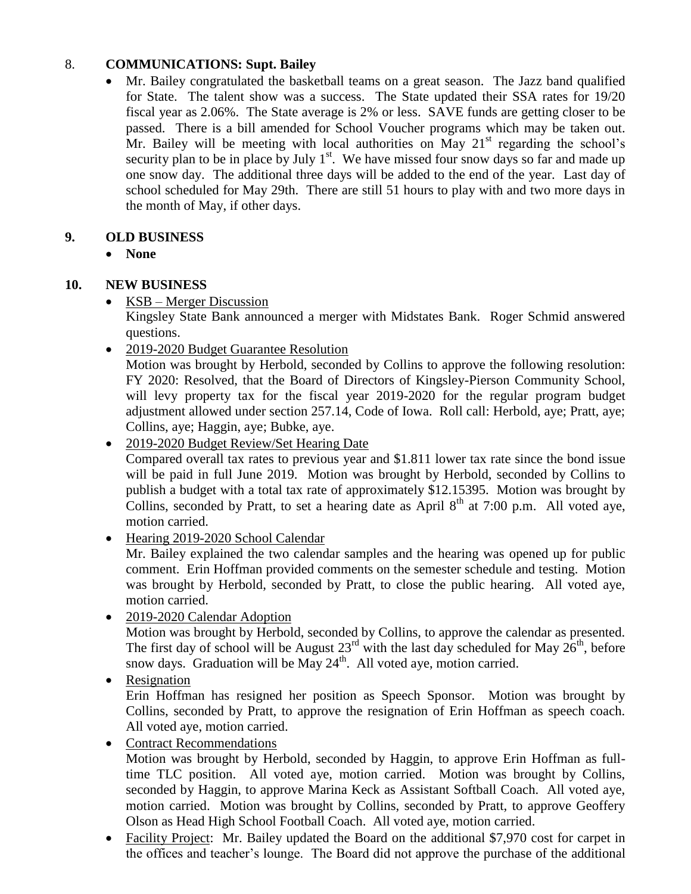8. **COMMUNICATIONS: Supt. Bailey**

- Mr. Bailey congratulated the basketball teams on a great season. The Jazz band qualified for State. The talent show was a success. The State updated their SSA rates for 19/20 fiscal year as 2.06%. The State average is 2% or less. SAVE funds are getting closer to be passed. There is a bill amended for School Voucher programs which may be taken out. Mr. Bailey will be meeting with local authorities on May 21st regarding the school's security plan to be in place by July 1st. We have missed four snow days so far and made up one snow day. The additional three days will be added to the end of the year. Last day of school scheduled for May 29th. There are still 51 hours to play with and two more days in the month of May, if other days.

**9. OLD BUSINESS**

- **None**

**10. NEW BUSINESS**

- KSB – Merger Discussion
  Kingsley State Bank announced a merger with Midstates Bank. Roger Schmid answered questions.
- 2019-2020 Budget Guarantee Resolution
  Motion was brought by Herbold, seconded by Collins to approve the following resolution: FY 2020: Resolved, that the Board of Directors of Kingsley-Pierson Community School, will levy property tax for the fiscal year 2019-2020 for the regular program budget adjustment allowed under section 257.14, Code of Iowa. Roll call: Herbold, aye; Pratt, aye; Collins, aye; Haggin, aye; Bubke, aye.
- 2019-2020 Budget Review/Set Hearing Date
  Compared overall tax rates to previous year and $1.811 lower tax rate since the bond issue will be paid in full June 2019. Motion was brought by Herbold, seconded by Collins to publish a budget with a total tax rate of approximately $12.15395. Motion was brought by Collins, seconded by Pratt, to set a hearing date as April 8th at 7:00 p.m. All voted aye, motion carried.
- Hearing 2019-2020 School Calendar
  Mr. Bailey explained the two calendar samples and the hearing was opened up for public comment. Erin Hoffman provided comments on the semester schedule and testing. Motion was brought by Herbold, seconded by Pratt, to close the public hearing. All voted aye, motion carried.
- 2019-2020 Calendar Adoption
  Motion was brought by Herbold, seconded by Collins, to approve the calendar as presented. The first day of school will be August 23rd with the last day scheduled for May 26th, before snow days. Graduation will be May 24th. All voted aye, motion carried.
- Resignation
  Erin Hoffman has resigned her position as Speech Sponsor. Motion was brought by Collins, seconded by Pratt, to approve the resignation of Erin Hoffman as speech coach. All voted aye, motion carried.
- Contract Recommendations
  Motion was brought by Herbold, seconded by Haggin, to approve Erin Hoffman as full-time TLC position. All voted aye, motion carried. Motion was brought by Collins, seconded by Haggin, to approve Marina Keck as Assistant Softball Coach. All voted aye, motion carried. Motion was brought by Collins, seconded by Pratt, to approve Geoffery Olson as Head High School Football Coach. All voted aye, motion carried.
- Facility Project: Mr. Bailey updated the Board on the additional $7,970 cost for carpet in the offices and teacher's lounge. The Board did not approve the purchase of the additional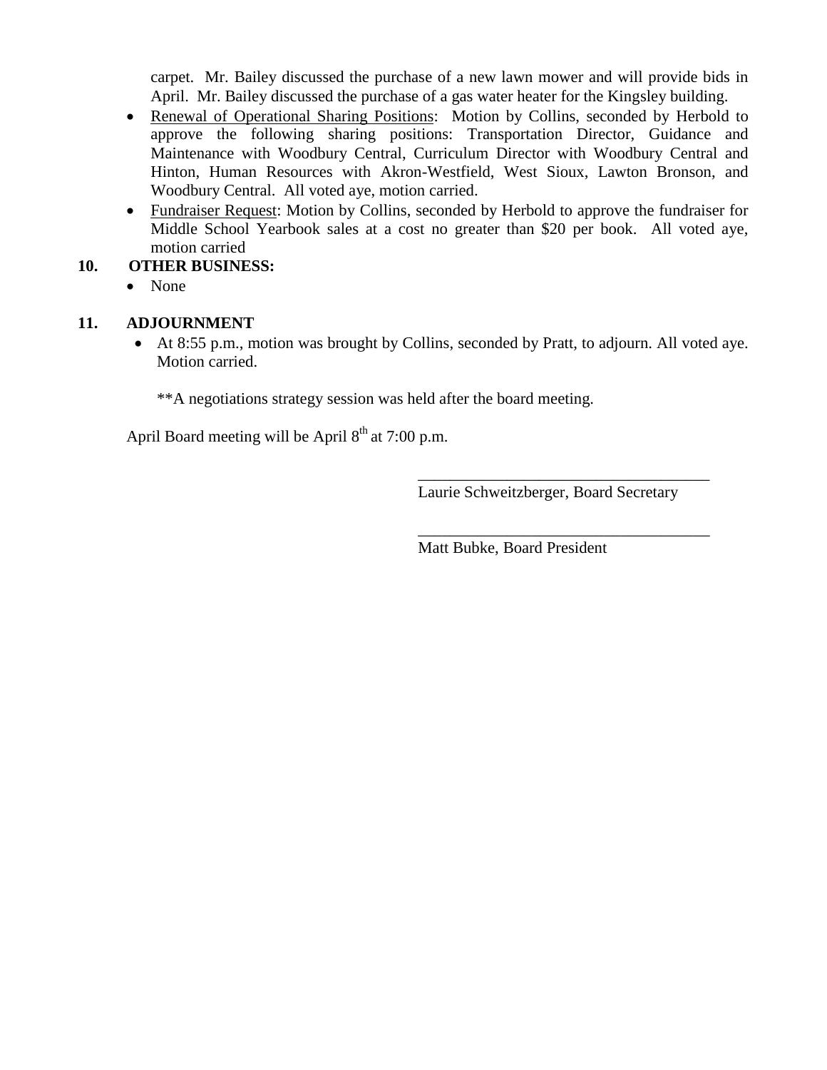carpet. Mr. Bailey discussed the purchase of a new lawn mower and will provide bids in April. Mr. Bailey discussed the purchase of a gas water heater for the Kingsley building.

- Renewal of Operational Sharing Positions: Motion by Collins, seconded by Herbold to approve the following sharing positions: Transportation Director, Guidance and Maintenance with Woodbury Central, Curriculum Director with Woodbury Central and Hinton, Human Resources with Akron-Westfield, West Sioux, Lawton Bronson, and Woodbury Central. All voted aye, motion carried.
- Fundraiser Request: Motion by Collins, seconded by Herbold to approve the fundraiser for Middle School Yearbook sales at a cost no greater than $20 per book. All voted aye, motion carried

**10. OTHER BUSINESS:**

- None

**11. ADJOURNMENT**

- At 8:55 p.m., motion was brought by Collins, seconded by Pratt, to adjourn. All voted aye. Motion carried.

  **A negotiations strategy session was held after the board meeting.

April Board meeting will be April 8th at 7:00 p.m.

\_\_\_\_\_\_\_\_\_\_\_\_\_\_\_\_\_\_\_\_\_\_\_\_\_\_\_\_\_\_\_\_\_\_\_\_
Laurie Schweitzberger, Board Secretary

\_\_\_\_\_\_\_\_\_\_\_\_\_\_\_\_\_\_\_\_\_\_\_\_\_\_\_\_\_\_\_\_\_\_\_\_
Matt Bubke, Board President